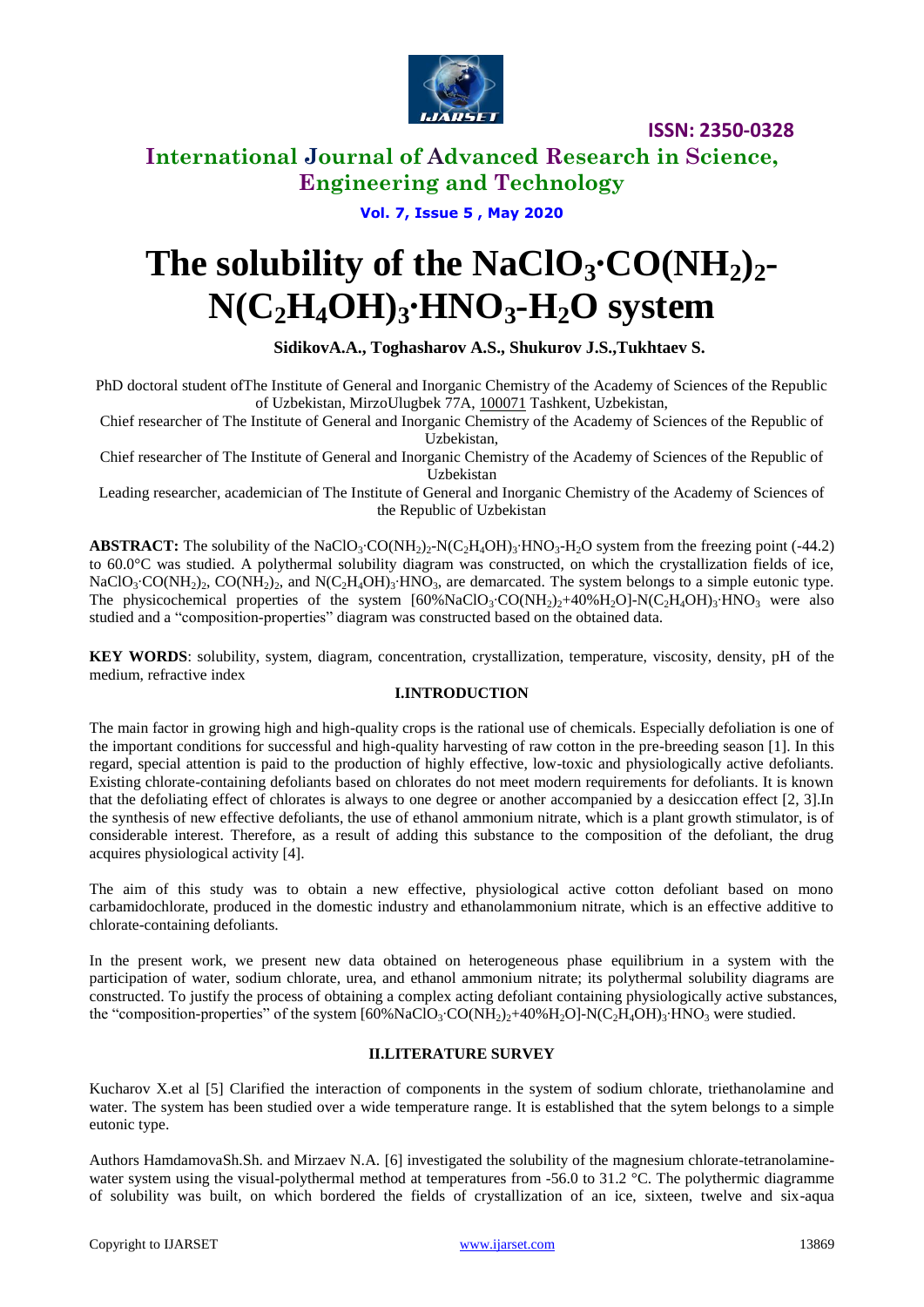# The solubility of the $NaClO_3 \cdot CO(NH_2)_2$-$N(C_2H_4OH)_3 \cdot HNO_3$-$H_2O$ system

**SidikovA.A., Toghasharov A.S., Shukurov J.S.,Tukhtaev S.**

PhD doctoral student ofThe Institute of General and Inorganic Chemistry of the Academy of Sciences of the Republic of Uzbekistan, MirzoUlugbek 77A, 100071 Tashkent, Uzbekistan,

Chief researcher of The Institute of General and Inorganic Chemistry of the Academy of Sciences of the Republic of Uzbekistan,

Chief researcher of The Institute of General and Inorganic Chemistry of the Academy of Sciences of the Republic of Uzbekistan

Leading researcher, academician of The Institute of General and Inorganic Chemistry of the Academy of Sciences of the Republic of Uzbekistan

**ABSTRACT:** The solubility of the $NaClO_3 \cdot CO(NH_2)_2$-$N(C_2H_4OH)_3 \cdot HNO_3$-$H_2O$ system from the freezing point (-44.2) to 60.0°C was studied. A polythermal solubility diagram was constructed, on which the crystallization fields of ice, $NaClO_3 \cdot CO(NH_2)_2$, $CO(NH_2)_2$, and $N(C_2H_4OH)_3 \cdot HNO_3$, are demarcated. The system belongs to a simple eutonic type. The physicochemical properties of the system [60%$NaClO_3 \cdot CO(NH_2)_2$+40%$H_2O$]-$N(C_2H_4OH)_3 \cdot HNO_3$ were also studied and a "composition-properties" diagram was constructed based on the obtained data.

**KEY WORDS**: solubility, system, diagram, concentration, crystallization, temperature, viscosity, density, pH of the medium, refractive index

## I.INTRODUCTION

The main factor in growing high and high-quality crops is the rational use of chemicals. Especially defoliation is one of the important conditions for successful and high-quality harvesting of raw cotton in the pre-breeding season [1]. In this regard, special attention is paid to the production of highly effective, low-toxic and physiologically active defoliants. Existing chlorate-containing defoliants based on chlorates do not meet modern requirements for defoliants. It is known that the defoliating effect of chlorates is always to one degree or another accompanied by a desiccation effect [2, 3].In the synthesis of new effective defoliants, the use of ethanol ammonium nitrate, which is a plant growth stimulator, is of considerable interest. Therefore, as a result of adding this substance to the composition of the defoliant, the drug acquires physiological activity [4].

The aim of this study was to obtain a new effective, physiological active cotton defoliant based on mono carbamidochlorate, produced in the domestic industry and ethanolammonium nitrate, which is an effective additive to chlorate-containing defoliants.

In the present work, we present new data obtained on heterogeneous phase equilibrium in a system with the participation of water, sodium chlorate, urea, and ethanol ammonium nitrate; its polythermal solubility diagrams are constructed. To justify the process of obtaining a complex acting defoliant containing physiologically active substances, the "composition-properties" of the system [60%$NaClO_3 \cdot CO(NH_2)_2$+40%$H_2O$]-$N(C_2H_4OH)_3 \cdot HNO_3$ were studied.

## II.LITERATURE SURVEY

Kucharov X.et al [5] Clarified the interaction of components in the system of sodium chlorate, triethanolamine and water. The system has been studied over a wide temperature range. It is established that the sytem belongs to a simple eutonic type.

Authors HamdamovaSh.Sh. and Mirzaev N.A. [6] investigated the solubility of the magnesium chlorate-tetranolamine-water system using the visual-polythermal method at temperatures from -56.0 to 31.2 °C. The polythermic diagramme of solubility was built, on which bordered the fields of crystallization of an ice, sixteen, twelve and six-aqua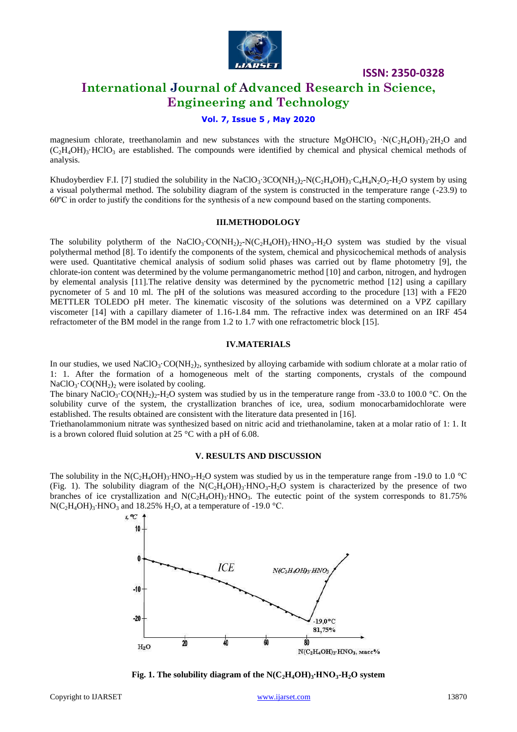magnesium chlorate, treethanolamin and new substances with the structure $MgOHClO_3 \cdot N(C_2H_4OH)_3 \cdot 2H_2O$ and $(C_2H_4OH)_3 \cdot HClO_3$ are established. The compounds were identified by chemical and physical chemical methods of analysis.

Khudoyberdiev F.I. [7] studied the solubility in the $NaClO_3 \cdot 3CO(NH_2)_2$-$N(C_2H_4OH)_3 \cdot C_4H_4N_2O_2$-$H_2O$ system by using a visual polythermal method. The solubility diagram of the system is constructed in the temperature range (-23.9) to 60ºC in order to justify the conditions for the synthesis of a new compound based on the starting components.

## III.METHODOLOGY

The solubility polytherm of the $NaClO_3 \cdot CO(NH_2)_2$-$N(C_2H_4OH)_3 \cdot HNO_3$-$H_2O$ system was studied by the visual polythermal method [8]. To identify the components of the system, chemical and physicochemical methods of analysis were used. Quantitative chemical analysis of sodium solid phases was carried out by flame photometry [9], the chlorate-ion content was determined by the volume permanganometric method [10] and carbon, nitrogen, and hydrogen by elemental analysis [11].The relative density was determined by the pycnometric method [12] using a capillary pycnometer of 5 and 10 ml. The pH of the solutions was measured according to the procedure [13] with a FE20 METTLER TOLEDO pH meter. The kinematic viscosity of the solutions was determined on a VPZ capillary viscometer [14] with a capillary diameter of 1.16-1.84 mm. The refractive index was determined on an IRF 454 refractometer of the BM model in the range from 1.2 to 1.7 with one refractometric block [15].

## IV.MATERIALS

In our studies, we used $NaClO_3 \cdot CO(NH_2)_2$, synthesized by alloying carbamide with sodium chlorate at a molar ratio of 1: 1. After the formation of a homogeneous melt of the starting components, crystals of the compound $NaClO_3 \cdot CO(NH_2)_2$ were isolated by cooling.

The binary $NaClO_3 \cdot CO(NH_2)_2$-$H_2O$ system was studied by us in the temperature range from -33.0 to 100.0 °C. On the solubility curve of the system, the crystallization branches of ice, urea, sodium monocarbamidochlorate were established. The results obtained are consistent with the literature data presented in [16].

Triethanolammonium nitrate was synthesized based on nitric acid and triethanolamine, taken at a molar ratio of 1: 1. It is a brown colored fluid solution at 25 °C with a pH of 6.08.

## V. RESULTS AND DISCUSSION

The solubility in the $N(C_2H_4OH)_3 \cdot HNO_3$-$H_2O$ system was studied by us in the temperature range from -19.0 to 1.0 °C (Fig. 1). The solubility diagram of the $N(C_2H_4OH)_3 \cdot HNO_3$-$H_2O$ system is characterized by the presence of two branches of ice crystallization and $N(C_2H_4OH)_3 \cdot HNO_3$. The eutectic point of the system corresponds to 81.75% $N(C_2H_4OH)_3 \cdot HNO_3$ and 18.25% $H_2O$, at a temperature of -19.0 °C.

**Fig. 1. The solubility diagram of the $N(C_2H_4OH)_3 \cdot HNO_3$-$H_2O$ system**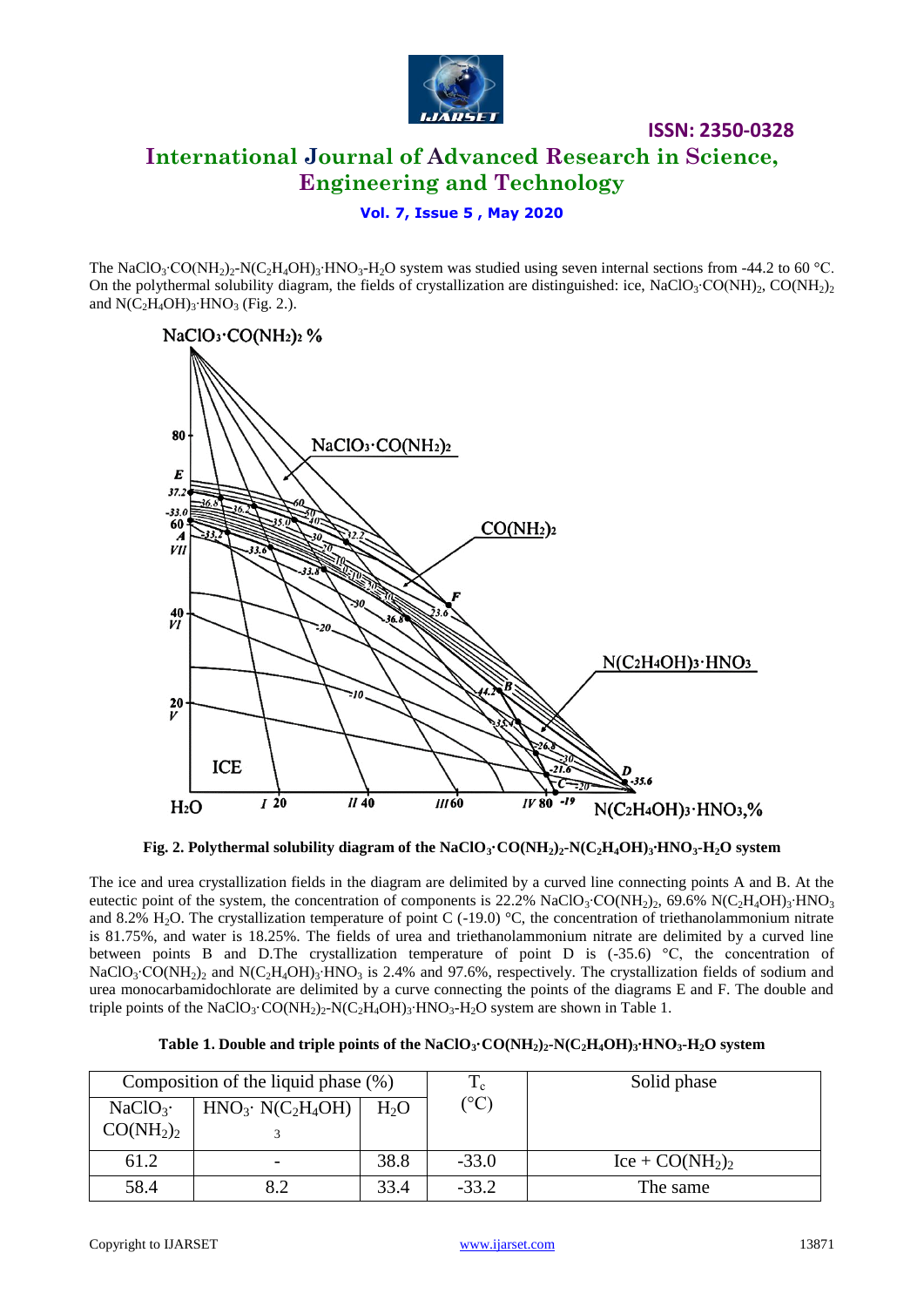The $NaClO_3 \cdot CO(NH_2)_2$-$N(C_2H_4OH)_3 \cdot HNO_3$-$H_2O$ system was studied using seven internal sections from -44.2 to 60 °C. On the polythermal solubility diagram, the fields of crystallization are distinguished: ice, $NaClO_3 \cdot CO(NH)_2$, $CO(NH_2)_2$ and $N(C_2H_4OH)_3 \cdot HNO_3$ (Fig. 2.).

**Fig. 2. Polythermal solubility diagram of the $NaClO_3 \cdot CO(NH_2)_2$-$N(C_2H_4OH)_3 \cdot HNO_3$-$H_2O$ system**

The ice and urea crystallization fields in the diagram are delimited by a curved line connecting points A and B. At the eutectic point of the system, the concentration of components is 22.2% $NaClO_3 \cdot CO(NH_2)_2$, 69.6% $N(C_2H_4OH)_3 \cdot HNO_3$ and 8.2% $H_2O$. The crystallization temperature of point C (-19.0) °C, the concentration of triethanolammonium nitrate is 81.75%, and water is 18.25%. The fields of urea and triethanolammonium nitrate are delimited by a curved line between points B and D.The crystallization temperature of point D is (-35.6) °C, the concentration of $NaClO_3 \cdot CO(NH_2)_2$ and $N(C_2H_4OH)_3 \cdot HNO_3$ is 2.4% and 97.6%, respectively. The crystallization fields of sodium and urea monocarbamidochlorate are delimited by a curve connecting the points of the diagrams E and F. The double and triple points of the $NaClO_3 \cdot CO(NH_2)_2$-$N(C_2H_4OH)_3 \cdot HNO_3$-$H_2O$ system are shown in Table 1.

**Table 1. Double and triple points of the $NaClO_3 \cdot CO(NH_2)_2$-$N(C_2H_4OH)_3 \cdot HNO_3$-$H_2O$ system**

| Composition of the liquid phase (%) | | | $T_c$ (°C) | Solid phase |
|---|---|---|---|---|
| $NaClO_3 \cdot CO(NH_2)_2$ | $HNO_3 \cdot N(C_2H_4OH)_3$ | $H_2O$ | | |
| 61.2 | - | 38.8 | -33.0 | Ice + $CO(NH_2)_2$ |
| 58.4 | 8.2 | 33.4 | -33.2 | The same |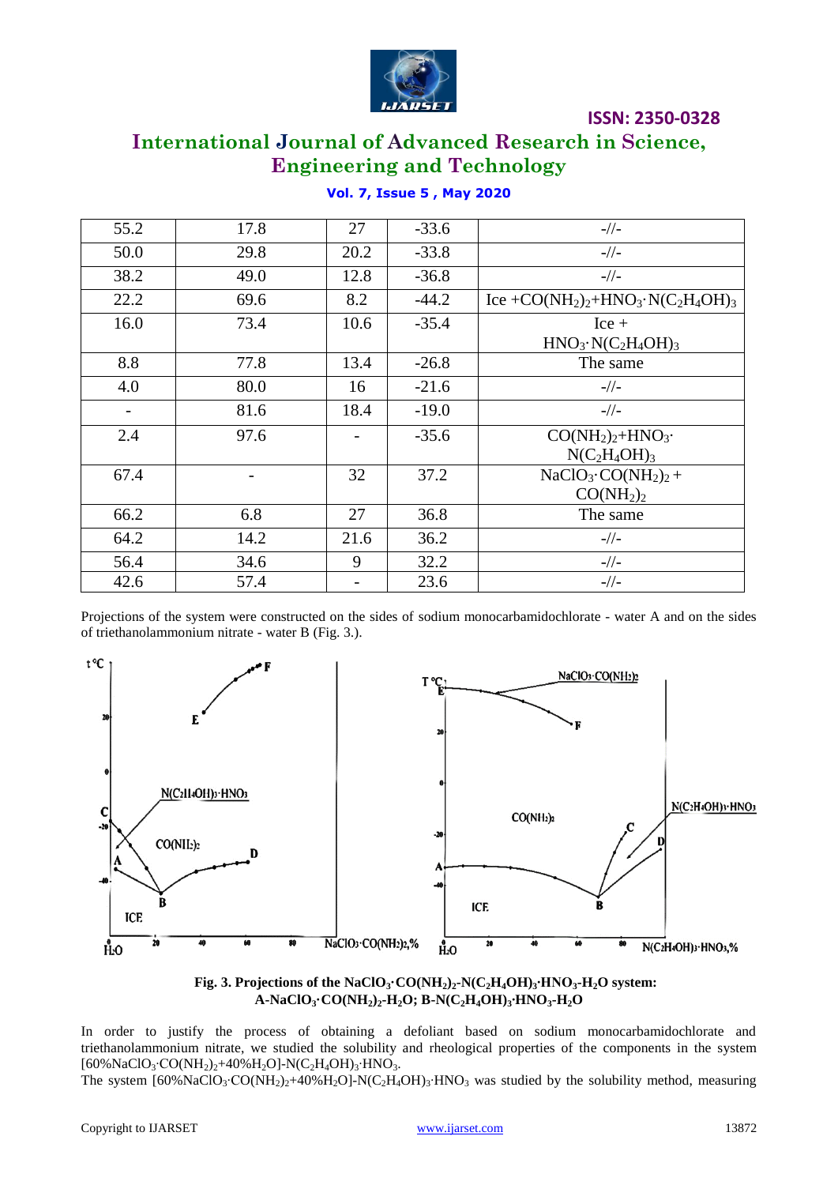| | | | | |
|---|---|---|---|---|
| 55.2 | 17.8 | 27 | -33.6 | -//- |
| 50.0 | 29.8 | 20.2 | -33.8 | -//- |
| 38.2 | 49.0 | 12.8 | -36.8 | -//- |
| 22.2 | 69.6 | 8.2 | -44.2 | Ice $+CO(NH_2)_2+HNO_3\cdot N(C_2H_4OH)_3$ |
| 16.0 | 73.4 | 10.6 | -35.4 | Ice + $HNO_3\cdot N(C_2H_4OH)_3$ |
| 8.8 | 77.8 | 13.4 | -26.8 | The same |
| 4.0 | 80.0 | 16 | -21.6 | -//- |
| - | 81.6 | 18.4 | -19.0 | -//- |
| 2.4 | 97.6 | - | -35.6 | $CO(NH_2)_2+HNO_3\cdot N(C_2H_4OH)_3$ |
| 67.4 | - | 32 | 37.2 | $NaClO_3\cdot CO(NH_2)_2+CO(NH_2)_2$ |
| 66.2 | 6.8 | 27 | 36.8 | The same |
| 64.2 | 14.2 | 21.6 | 36.2 | -//- |
| 56.4 | 34.6 | 9 | 32.2 | -//- |
| 42.6 | 57.4 | - | 23.6 | -//- |

Projections of the system were constructed on the sides of sodium monocarbamidochlorate - water A and on the sides of triethanolammonium nitrate - water B (Fig. 3.).

**Fig. 3. Projections of the $NaClO_3\cdot CO(NH_2)_2$-$N(C_2H_4OH)_3\cdot HNO_3$-$H_2O$ system: A-$NaClO_3\cdot CO(NH_2)_2$-$H_2O$; B-$N(C_2H_4OH)_3\cdot HNO_3$-$H_2O$**

In order to justify the process of obtaining a defoliant based on sodium monocarbamidochlorate and triethanolammonium nitrate, we studied the solubility and rheological properties of the components in the system $[60\%NaClO_3\cdot CO(NH_2)_2+40\%H_2O]$-$N(C_2H_4OH)_3\cdot HNO_3$.

The system $[60\%NaClO_3\cdot CO(NH_2)_2+40\%H_2O]$-$N(C_2H_4OH)_3\cdot HNO_3$ was studied by the solubility method, measuring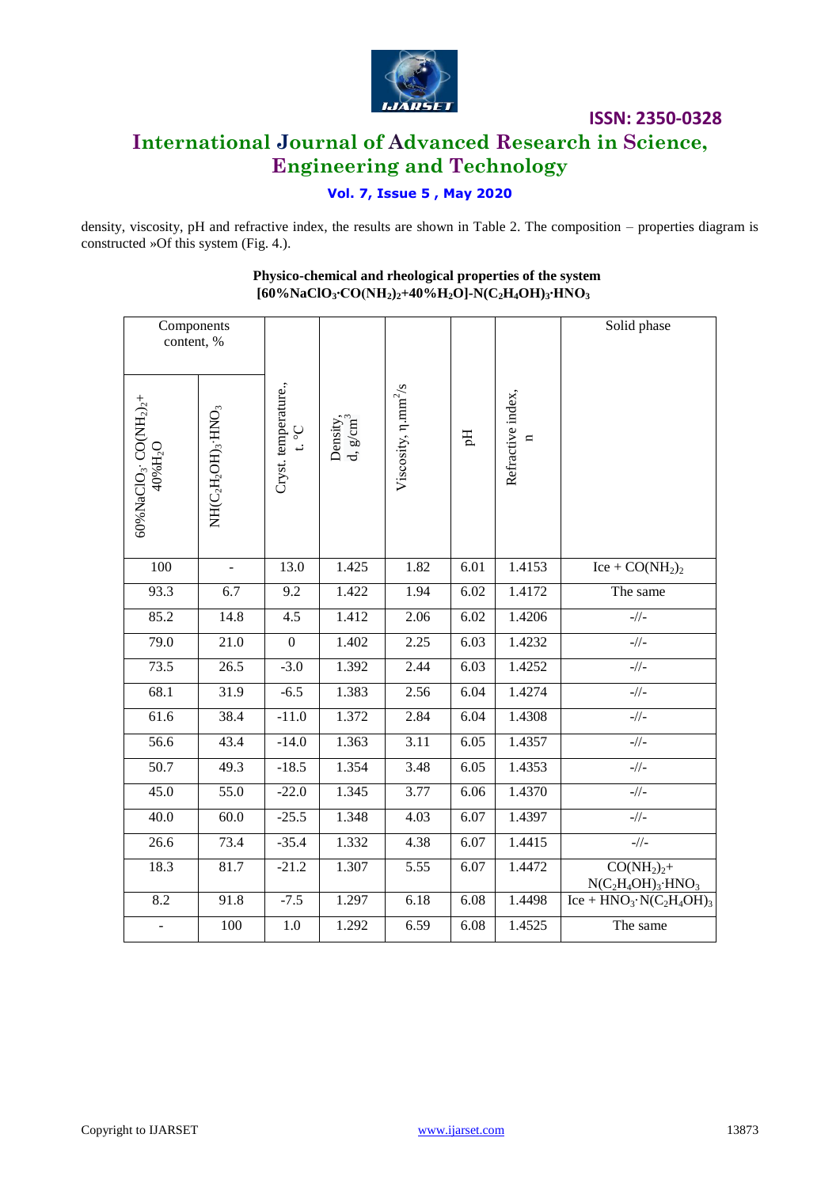density, viscosity, pH and refractive index, the results are shown in Table 2. The composition – properties diagram is constructed »Of this system (Fig. 4.).

**Physico-chemical and rheological properties of the system $[60\%NaClO_3 \cdot CO(NH_2)_2 + 40\%H_2O]$-$N(C_2H_4OH)_3 \cdot HNO_3$**

| Components content, % | | Cryst. temperature., t. °C | Density, d, g/cm$^3$ | Viscosity, η.mm$^2$/s | pH | Refractive index, n | Solid phase |
|---|---|---|---|---|---|---|---|
| $60\%NaClO_3 \cdot CO(NH_2)_2$+ $40\%H_2O$ | $NH(C_2H_2OH)_3 \cdot HNO_3$ | | | | | | |
| 100 | - | 13.0 | 1.425 | 1.82 | 6.01 | 1.4153 | Ice + $CO(NH_2)_2$ |
| 93.3 | 6.7 | 9.2 | 1.422 | 1.94 | 6.02 | 1.4172 | The same |
| 85.2 | 14.8 | 4.5 | 1.412 | 2.06 | 6.02 | 1.4206 | -//- |
| 79.0 | 21.0 | 0 | 1.402 | 2.25 | 6.03 | 1.4232 | -//- |
| 73.5 | 26.5 | -3.0 | 1.392 | 2.44 | 6.03 | 1.4252 | -//- |
| 68.1 | 31.9 | -6.5 | 1.383 | 2.56 | 6.04 | 1.4274 | -//- |
| 61.6 | 38.4 | -11.0 | 1.372 | 2.84 | 6.04 | 1.4308 | -//- |
| 56.6 | 43.4 | -14.0 | 1.363 | 3.11 | 6.05 | 1.4357 | -//- |
| 50.7 | 49.3 | -18.5 | 1.354 | 3.48 | 6.05 | 1.4353 | -//- |
| 45.0 | 55.0 | -22.0 | 1.345 | 3.77 | 6.06 | 1.4370 | -//- |
| 40.0 | 60.0 | -25.5 | 1.348 | 4.03 | 6.07 | 1.4397 | -//- |
| 26.6 | 73.4 | -35.4 | 1.332 | 4.38 | 6.07 | 1.4415 | -//- |
| 18.3 | 81.7 | -21.2 | 1.307 | 5.55 | 6.07 | 1.4472 | $CO(NH_2)_2$+ $N(C_2H_4OH)_3 \cdot HNO_3$ |
| 8.2 | 91.8 | -7.5 | 1.297 | 6.18 | 6.08 | 1.4498 | Ice + $HNO_3 \cdot N(C_2H_4OH)_3$ |
| - | 100 | 1.0 | 1.292 | 6.59 | 6.08 | 1.4525 | The same |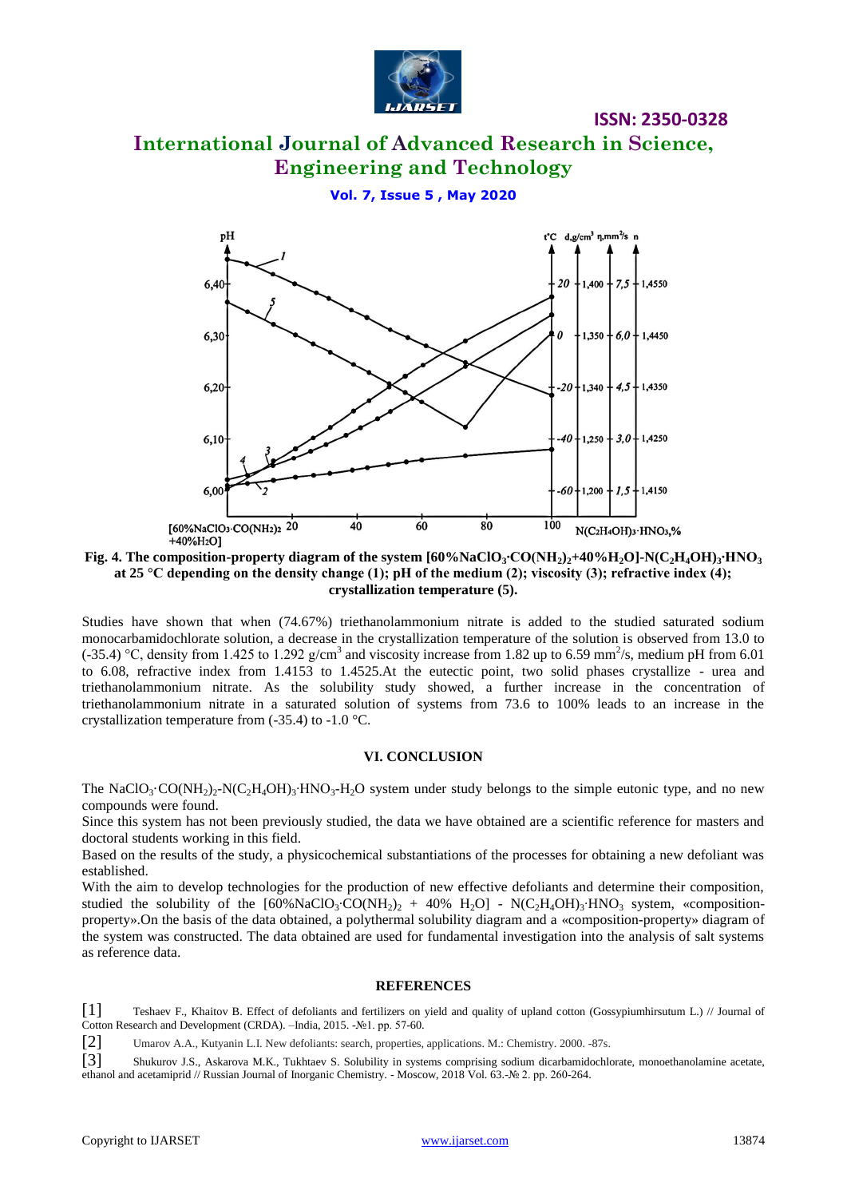**Fig. 4. The composition-property diagram of the system $[60\%NaClO_3{\cdot}CO(NH_2)_2+40\%H_2O]$-$N(C_2H_4OH)_3{\cdot}HNO_3$ at 25 °C depending on the density change (1); pH of the medium (2); viscosity (3); refractive index (4); crystallization temperature (5).**

Studies have shown that when (74.67%) triethanolammonium nitrate is added to the studied saturated sodium monocarbamidochlorate solution, a decrease in the crystallization temperature of the solution is observed from 13.0 to (-35.4) °C, density from 1.425 to 1.292 g/cm$^3$ and viscosity increase from 1.82 up to 6.59 mm$^2$/s, medium pH from 6.01 to 6.08, refractive index from 1.4153 to 1.4525.At the eutectic point, two solid phases crystallize - urea and triethanolammonium nitrate. As the solubility study showed, a further increase in the concentration of triethanolammonium nitrate in a saturated solution of systems from 73.6 to 100% leads to an increase in the crystallization temperature from (-35.4) to -1.0 °C.

## VI. CONCLUSION

The $NaClO_3{\cdot}CO(NH_2)_2$-$N(C_2H_4OH)_3{\cdot}HNO_3$-$H_2O$ system under study belongs to the simple eutonic type, and no new compounds were found.

Since this system has not been previously studied, the data we have obtained are a scientific reference for masters and doctoral students working in this field.

Based on the results of the study, a physicochemical substantiations of the processes for obtaining a new defoliant was established.

With the aim to develop technologies for the production of new effective defoliants and determine their composition, studied the solubility of the $[60\%NaClO_3{\cdot}CO(NH_2)_2$ + 40% $H_2O]$ - $N(C_2H_4OH)_3{\cdot}HNO_3$ system, «composition-property».On the basis of the data obtained, a polythermal solubility diagram and a «composition-property» diagram of the system was constructed. The data obtained are used for fundamental investigation into the analysis of salt systems as reference data.

## REFERENCES

[1] Teshaev F., Khaitov B. Effect of defoliants and fertilizers on yield and quality of upland cotton (Gossypiumhirsutum L.) // Journal of Cotton Research and Development (CRDA). –India, 2015. -№1. pp. 57-60.

[2] Umarov A.A., Kutyanin L.I. New defoliants: search, properties, applications. M.: Chemistry. 2000. -87s.

[3] Shukurov J.S., Askarova M.K., Tukhtaev S. Solubility in systems comprising sodium dicarbamidochlorate, monoethanolamine acetate, ethanol and acetamiprid // Russian Journal of Inorganic Chemistry. - Moscow, 2018 Vol. 63.-№ 2. pp. 260-264.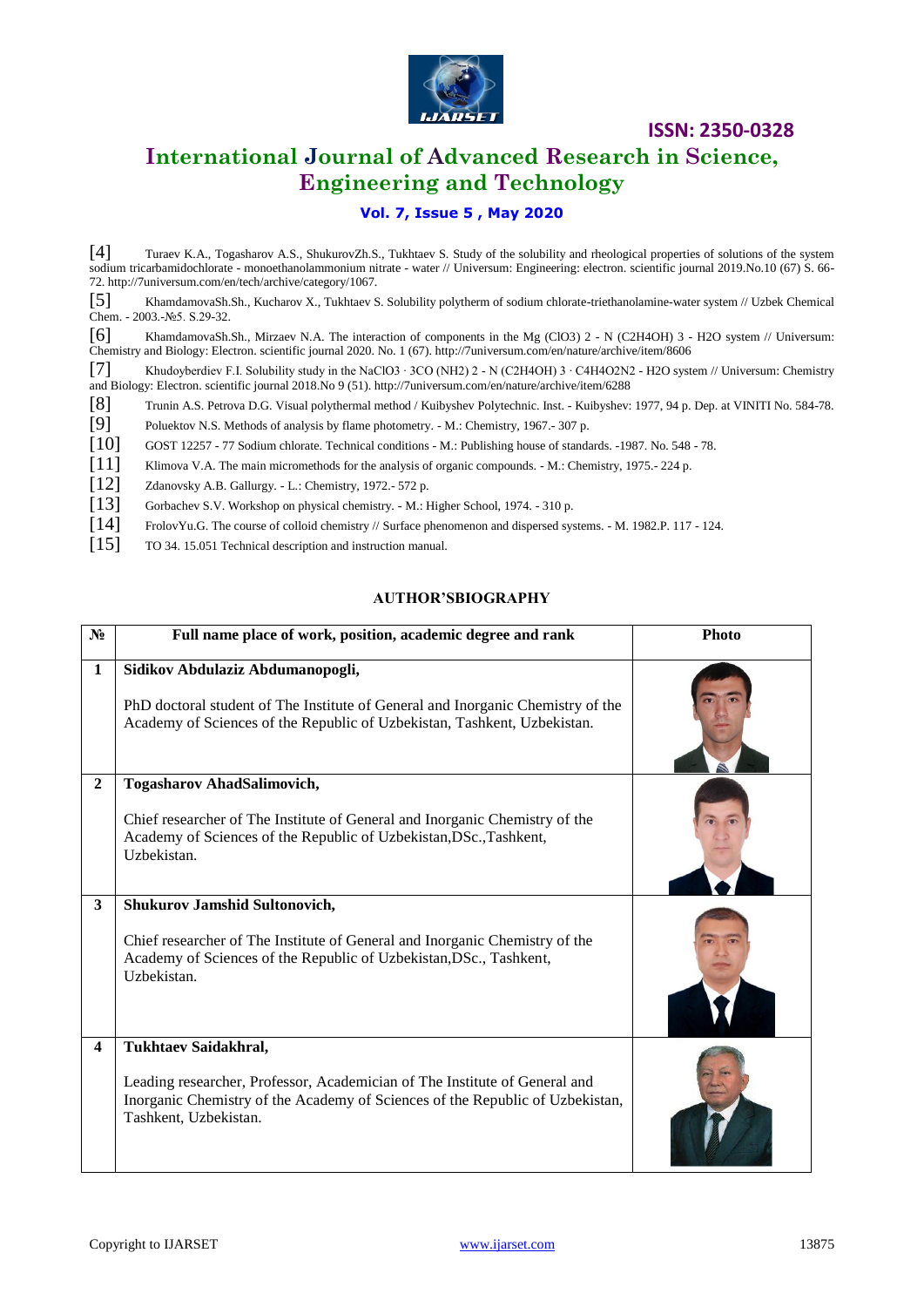[4] Turaev K.A., Togasharov A.S., ShukurovZh.S., Tukhtaev S. Study of the solubility and rheological properties of solutions of the system sodium tricarbamidochlorate - monoethanolammonium nitrate - water // Universum: Engineering: electron. scientific journal 2019.No.10 (67) S. 66-72. http://7universum.com/en/tech/archive/category/1067.

[5] KhamdamovaSh.Sh., Kucharov X., Tukhtaev S. Solubility polytherm of sodium chlorate-triethanolamine-water system // Uzbek Chemical Chem. - 2003.-№5. S.29-32.

[6] KhamdamovaSh.Sh., Mirzaev N.A. The interaction of components in the Mg (ClO3) 2 - N (C2H4OH) 3 - H2O system // Universum: Chemistry and Biology: Electron. scientific journal 2020. No. 1 (67). http://7universum.com/en/nature/archive/item/8606

[7] Khudoyberdiev F.I. Solubility study in the NaClO3 · 3CO (NH2) 2 - N (C2H4OH) 3 · C4H4O2N2 - H2O system // Universum: Chemistry and Biology: Electron. scientific journal 2018.No 9 (51). http://7universum.com/en/nature/archive/item/6288

[8] Trunin A.S. Petrova D.G. Visual polythermal method / Kuibyshev Polytechnic. Inst. - Kuibyshev: 1977, 94 p. Dep. at VINITI No. 584-78.

[9] Poluektov N.S. Methods of analysis by flame photometry. - M.: Chemistry, 1967.- 307 p.

[10] GOST 12257 - 77 Sodium chlorate. Technical conditions - M.: Publishing house of standards. -1987. No. 548 - 78.

[11] Klimova V.A. The main micromethods for the analysis of organic compounds. - M.: Chemistry, 1975.- 224 p.

[12] Zdanovsky A.B. Gallurgy. - L.: Chemistry, 1972.- 572 p.

[13] Gorbachev S.V. Workshop on physical chemistry. - M.: Higher School, 1974. - 310 p.

[14] FrolovYu.G. The course of colloid chemistry // Surface phenomenon and dispersed systems. - M. 1982.P. 117 - 124.

[15] TO 34. 15.051 Technical description and instruction manual.

## AUTHOR'SBIOGRAPHY

| № | Full name place of work, position, academic degree and rank | Photo |
|---|---|---|
| 1 | **Sidikov Abdulaziz Abdumanopogli,**<br><br>PhD doctoral student of The Institute of General and Inorganic Chemistry of the Academy of Sciences of the Republic of Uzbekistan, Tashkent, Uzbekistan. | |
| 2 | **Togasharov AhadSalimovich,**<br><br>Chief researcher of The Institute of General and Inorganic Chemistry of the Academy of Sciences of the Republic of Uzbekistan,DSc.,Tashkent, Uzbekistan. | |
| 3 | **Shukurov Jamshid Sultonovich,**<br><br>Chief researcher of The Institute of General and Inorganic Chemistry of the Academy of Sciences of the Republic of Uzbekistan,DSc., Tashkent, Uzbekistan. | |
| 4 | **Tukhtaev Saidakhral,**<br><br>Leading researcher, Professor, Academician of The Institute of General and Inorganic Chemistry of the Academy of Sciences of the Republic of Uzbekistan, Tashkent, Uzbekistan. | |